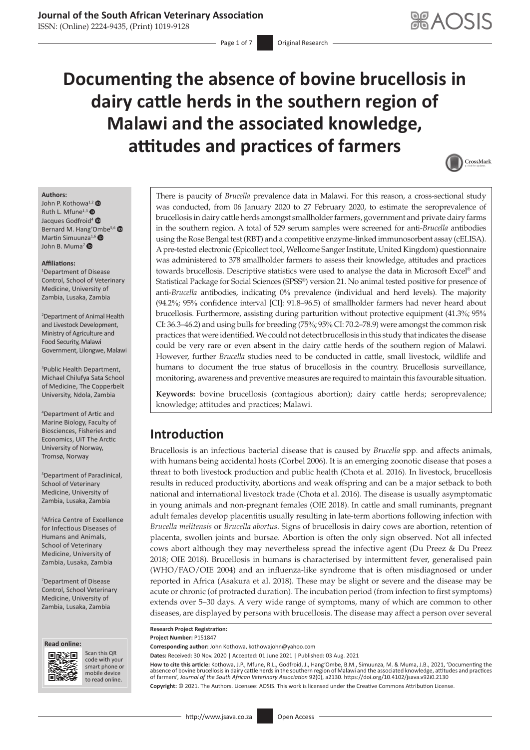# Documenting the absence of bovine brucellosis in dairy cattle herds in the southern region of Malawi and the associated knowledge, attitudes and practices of farmers

**Authors:**
John P. Kothowa[1,2]
Ruth L. Mfune[1,3]
Jacques Godfroid[4]
Bernard M. Hang'Ombe[5,6]
Martin Simuunza[1,6]
John B. Muma[7]

**Affiliations:**
[1]Department of Disease Control, School of Veterinary Medicine, University of Zambia, Lusaka, Zambia

[2]Department of Animal Health and Livestock Development, Ministry of Agriculture and Food Security, Malawi Government, Lilongwe, Malawi

[3]Public Health Department, Michael Chilufya Sata School of Medicine, The Copperbelt University, Ndola, Zambia

[4]Department of Artic and Marine Biology, Faculty of Biosciences, Fisheries and Economics, UiT The Arctic University of Norway, Tromsø, Norway

[5]Department of Paraclinical, School of Veterinary Medicine, University of Zambia, Lusaka, Zambia

[6]Africa Centre of Excellence for Infectious Diseases of Humans and Animals, School of Veterinary Medicine, University of Zambia, Lusaka, Zambia

[7]Department of Disease Control, School Veterinary Medicine, University of Zambia, Lusaka, Zambia

There is paucity of *Brucella* prevalence data in Malawi. For this reason, a cross-sectional study was conducted, from 06 January 2020 to 27 February 2020, to estimate the seroprevalence of brucellosis in dairy cattle herds amongst smallholder farmers, government and private dairy farms in the southern region. A total of 529 serum samples were screened for anti-*Brucella* antibodies using the Rose Bengal test (RBT) and a competitive enzyme-linked immunosorbent assay (cELISA). A pre-tested electronic (Epicollect tool, Wellcome Sanger Institute, United Kingdom) questionnaire was administered to 378 smallholder farmers to assess their knowledge, attitudes and practices towards brucellosis. Descriptive statistics were used to analyse the data in Microsoft Excel® and Statistical Package for Social Sciences (SPSS®) version 21. No animal tested positive for presence of anti-*Brucella* antibodies, indicating 0% prevalence (individual and herd levels). The majority (94.2%; 95% confidence interval [CI]: 91.8–96.5) of smallholder farmers had never heard about brucellosis. Furthermore, assisting during parturition without protective equipment (41.3%; 95% CI: 36.3–46.2) and using bulls for breeding (75%; 95% CI: 70.2–78.9) were amongst the common risk practices that were identified. We could not detect brucellosis in this study that indicates the disease could be very rare or even absent in the dairy cattle herds of the southern region of Malawi. However, further *Brucella* studies need to be conducted in cattle, small livestock, wildlife and humans to document the true status of brucellosis in the country. Brucellosis surveillance, monitoring, awareness and preventive measures are required to maintain this favourable situation.

**Keywords:** bovine brucellosis (contagious abortion); dairy cattle herds; seroprevalence; knowledge; attitudes and practices; Malawi.

## Introduction

Brucellosis is an infectious bacterial disease that is caused by *Brucella* spp. and affects animals, with humans being accidental hosts (Corbel 2006). It is an emerging zoonotic disease that poses a threat to both livestock production and public health (Chota et al. 2016). In livestock, brucellosis results in reduced productivity, abortions and weak offspring and can be a major setback to both national and international livestock trade (Chota et al. 2016). The disease is usually asymptomatic in young animals and non-pregnant females (OIE 2018). In cattle and small ruminants, pregnant adult females develop placentitis usually resulting in late-term abortions following infection with *Brucella melitensis* or *Brucella abortus*. Signs of brucellosis in dairy cows are abortion, retention of placenta, swollen joints and bursae. Abortion is often the only sign observed. Not all infected cows abort although they may nevertheless spread the infective agent (Du Preez & Du Preez 2018; OIE 2018). Brucellosis in humans is characterised by intermittent fever, generalised pain (WHO/FAO/OIE 2004) and an influenza-like syndrome that is often misdiagnosed or under reported in Africa (Asakura et al. 2018). These may be slight or severe and the disease may be acute or chronic (of protracted duration). The incubation period (from infection to first symptoms) extends over 5–30 days. A very wide range of symptoms, many of which are common to other diseases, are displayed by persons with brucellosis. The disease may affect a person over several

**Research Project Registration:**
**Project Number:** P151847

**Corresponding author:** John Kothowa, kothowajohn@yahoo.com

**Dates:** Received: 30 Nov. 2020 | Accepted: 01 June 2021 | Published: 03 Aug. 2021

**How to cite this article:** Kothowa, J.P., Mfune, R.L., Godfroid, J., Hang'Ombe, B.M., Simuunza, M. & Muma, J.B., 2021, 'Documenting the absence of bovine brucellosis in dairy cattle herds in the southern region of Malawi and the associated knowledge, attitudes and practices of farmers', *Journal of the South African Veterinary Association* 92(0), a2130. https://doi.org/10.4102/jsava.v92i0.2130

**Copyright:** © 2021. The Authors. Licensee: AOSIS. This work is licensed under the Creative Commons Attribution License.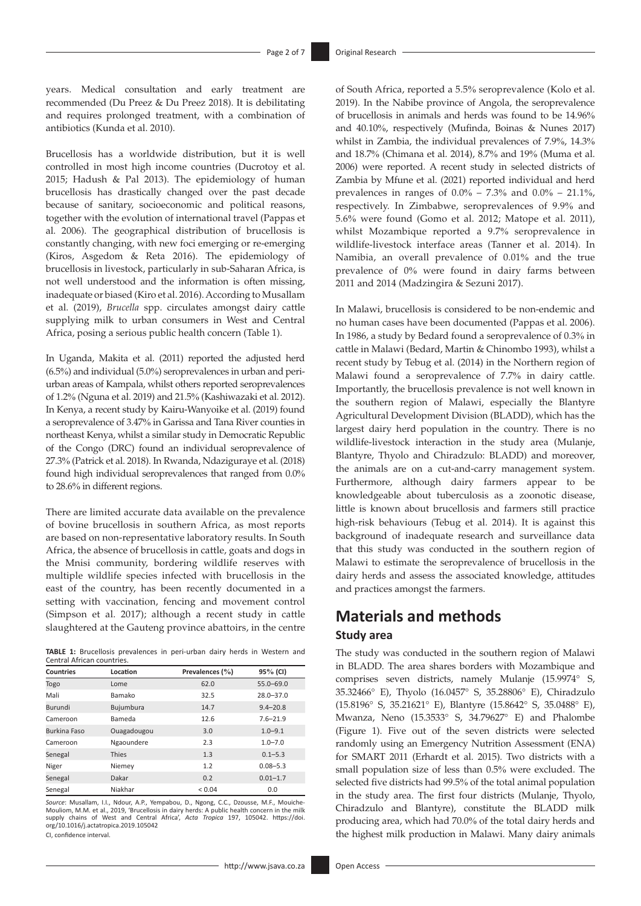years. Medical consultation and early treatment are recommended (Du Preez & Du Preez 2018). It is debilitating and requires prolonged treatment, with a combination of antibiotics (Kunda et al. 2010).

Brucellosis has a worldwide distribution, but it is well controlled in most high income countries (Ducrotoy et al. 2015; Hadush & Pal 2013). The epidemiology of human brucellosis has drastically changed over the past decade because of sanitary, socioeconomic and political reasons, together with the evolution of international travel (Pappas et al. 2006). The geographical distribution of brucellosis is constantly changing, with new foci emerging or re-emerging (Kiros, Asgedom & Reta 2016). The epidemiology of brucellosis in livestock, particularly in sub-Saharan Africa, is not well understood and the information is often missing, inadequate or biased (Kiro et al. 2016). According to Musallam et al. (2019), *Brucella* spp. circulates amongst dairy cattle supplying milk to urban consumers in West and Central Africa, posing a serious public health concern (Table 1).

In Uganda, Makita et al. (2011) reported the adjusted herd (6.5%) and individual (5.0%) seroprevalences in urban and peri-urban areas of Kampala, whilst others reported seroprevalences of 1.2% (Nguna et al. 2019) and 21.5% (Kashiwazaki et al. 2012). In Kenya, a recent study by Kairu-Wanyoike et al. (2019) found a seroprevalence of 3.47% in Garissa and Tana River counties in northeast Kenya, whilst a similar study in Democratic Republic of the Congo (DRC) found an individual seroprevalence of 27.3% (Patrick et al. 2018). In Rwanda, Ndaziguraye et al. (2018) found high individual seroprevalences that ranged from 0.0% to 28.6% in different regions.

There are limited accurate data available on the prevalence of bovine brucellosis in southern Africa, as most reports are based on non-representative laboratory results. In South Africa, the absence of brucellosis in cattle, goats and dogs in the Mnisi community, bordering wildlife reserves with multiple wildlife species infected with brucellosis in the east of the country, has been recently documented in a setting with vaccination, fencing and movement control (Simpson et al. 2017); although a recent study in cattle slaughtered at the Gauteng province abattoirs, in the centre of South Africa, reported a 5.5% seroprevalence (Kolo et al. 2019). In the Nabibe province of Angola, the seroprevalence of brucellosis in animals and herds was found to be 14.96% and 40.10%, respectively (Mufinda, Boinas & Nunes 2017) whilst in Zambia, the individual prevalences of 7.9%, 14.3% and 18.7% (Chimana et al. 2014), 8.7% and 19% (Muma et al. 2006) were reported. A recent study in selected districts of Zambia by Mfune et al. (2021) reported individual and herd prevalences in ranges of 0.0% – 7.3% and 0.0% – 21.1%, respectively. In Zimbabwe, seroprevalences of 9.9% and 5.6% were found (Gomo et al. 2012; Matope et al. 2011), whilst Mozambique reported a 9.7% seroprevalence in wildlife-livestock interface areas (Tanner et al. 2014). In Namibia, an overall prevalence of 0.01% and the true prevalence of 0% were found in dairy farms between 2011 and 2014 (Madzingira & Sezuni 2017).

**TABLE 1:** Brucellosis prevalences in peri-urban dairy herds in Western and Central African countries.

| Countries | Location | Prevalences (%) | 95% (CI) |
|---|---|---|---|
| Togo | Lome | 62.0 | 55.0–69.0 |
| Mali | Bamako | 32.5 | 28.0–37.0 |
| Burundi | Bujumbura | 14.7 | 9.4–20.8 |
| Cameroon | Bameda | 12.6 | 7.6–21.9 |
| Burkina Faso | Ouagadougou | 3.0 | 1.0–9.1 |
| Cameroon | Ngaoundere | 2.3 | 1.0–7.0 |
| Senegal | Thies | 1.3 | 0.1–5.3 |
| Niger | Niemey | 1.2 | 0.08–5.3 |
| Senegal | Dakar | 0.2 | 0.01–1.7 |
| Senegal | Niakhar | < 0.04 | 0.0 |

*Source*: Musallam, I.I., Ndour, A.P., Yempabou, D., Ngong, C.C., Dzousse, M.F., Mouiche-Mouliom, M.M. et al., 2019, 'Brucellosis in dairy herds: A public health concern in the milk supply chains of West and Central Africa', *Acta Tropica* 197, 105042. https://doi.org/10.1016/j.actatropica.2019.105042

CI, confidence interval.

In Malawi, brucellosis is considered to be non-endemic and no human cases have been documented (Pappas et al. 2006). In 1986, a study by Bedard found a seroprevalence of 0.3% in cattle in Malawi (Bedard, Martin & Chinombo 1993), whilst a recent study by Tebug et al. (2014) in the Northern region of Malawi found a seroprevalence of 7.7% in dairy cattle. Importantly, the brucellosis prevalence is not well known in the southern region of Malawi, especially the Blantyre Agricultural Development Division (BLADD), which has the largest dairy herd population in the country. There is no wildlife-livestock interaction in the study area (Mulanje, Blantyre, Thyolo and Chiradzulo: BLADD) and moreover, the animals are on a cut-and-carry management system. Furthermore, although dairy farmers appear to be knowledgeable about tuberculosis as a zoonotic disease, little is known about brucellosis and farmers still practice high-risk behaviours (Tebug et al. 2014). It is against this background of inadequate research and surveillance data that this study was conducted in the southern region of Malawi to estimate the seroprevalence of brucellosis in the dairy herds and assess the associated knowledge, attitudes and practices amongst the farmers.

# Materials and methods

## Study area

The study was conducted in the southern region of Malawi in BLADD. The area shares borders with Mozambique and comprises seven districts, namely Mulanje (15.9974° S, 35.32466° E), Thyolo (16.0457° S, 35.28806° E), Chiradzulo (15.8196° S, 35.21621° E), Blantyre (15.8642° S, 35.0488° E), Mwanza, Neno (15.3533° S, 34.79627° E) and Phalombe (Figure 1). Five out of the seven districts were selected randomly using an Emergency Nutrition Assessment (ENA) for SMART 2011 (Erhardt et al. 2015). Two districts with a small population size of less than 0.5% were excluded. The selected five districts had 99.5% of the total animal population in the study area. The first four districts (Mulanje, Thyolo, Chiradzulo and Blantyre), constitute the BLADD milk producing area, which had 70.0% of the total dairy herds and the highest milk production in Malawi. Many dairy animals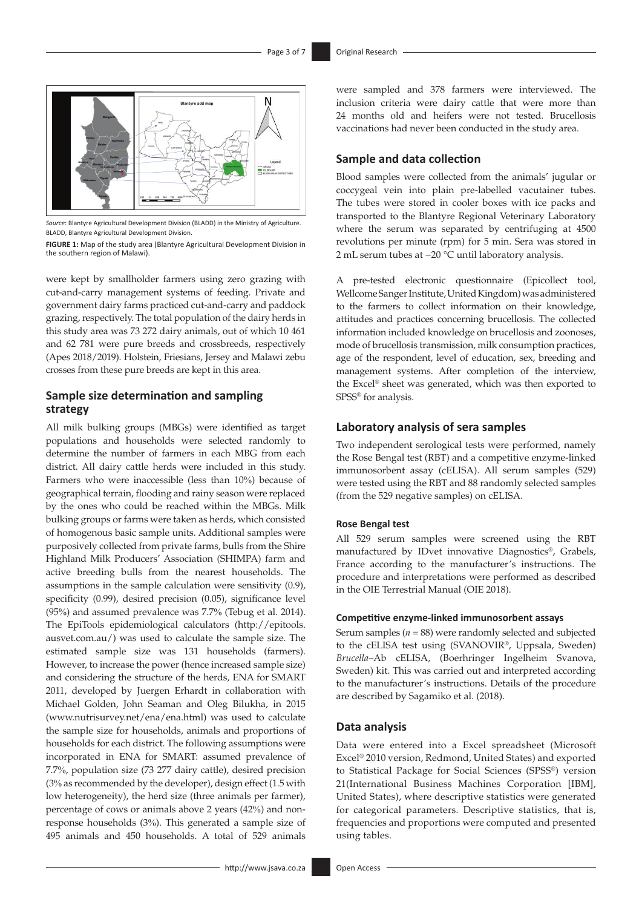*Source*: Blantyre Agricultural Development Division (BLADD) in the Ministry of Agriculture.
BLADD, Blantyre Agricultural Development Division.

**FIGURE 1:** Map of the study area (Blantyre Agricultural Development Division in the southern region of Malawi).

were kept by smallholder farmers using zero grazing with cut-and-carry management systems of feeding. Private and government dairy farms practiced cut-and-carry and paddock grazing, respectively. The total population of the dairy herds in this study area was 73 272 dairy animals, out of which 10 461 and 62 781 were pure breeds and crossbreeds, respectively (Apes 2018/2019). Holstein, Friesians, Jersey and Malawi zebu crosses from these pure breeds are kept in this area.

## Sample size determination and sampling strategy

All milk bulking groups (MBGs) were identified as target populations and households were selected randomly to determine the number of farmers in each MBG from each district. All dairy cattle herds were included in this study. Farmers who were inaccessible (less than 10%) because of geographical terrain, flooding and rainy season were replaced by the ones who could be reached within the MBGs. Milk bulking groups or farms were taken as herds, which consisted of homogenous basic sample units. Additional samples were purposively collected from private farms, bulls from the Shire Highland Milk Producers' Association (SHIMPA) farm and active breeding bulls from the nearest households. The assumptions in the sample calculation were sensitivity (0.9), specificity (0.99), desired precision (0.05), significance level (95%) and assumed prevalence was 7.7% (Tebug et al. 2014). The EpiTools epidemiological calculators (http://epitools.ausvet.com.au/) was used to calculate the sample size. The estimated sample size was 131 households (farmers). However, to increase the power (hence increased sample size) and considering the structure of the herds, ENA for SMART 2011, developed by Juergen Erhardt in collaboration with Michael Golden, John Seaman and Oleg Bilukha, in 2015 (www.nutrisurvey.net/ena/ena.html) was used to calculate the sample size for households, animals and proportions of households for each district. The following assumptions were incorporated in ENA for SMART: assumed prevalence of 7.7%, population size (73 277 dairy cattle), desired precision (3% as recommended by the developer), design effect (1.5 with low heterogeneity), the herd size (three animals per farmer), percentage of cows or animals above 2 years (42%) and non-response households (3%). This generated a sample size of 495 animals and 450 households. A total of 529 animals were sampled and 378 farmers were interviewed. The inclusion criteria were dairy cattle that were more than 24 months old and heifers were not tested. Brucellosis vaccinations had never been conducted in the study area.

## Sample and data collection

Blood samples were collected from the animals' jugular or coccygeal vein into plain pre-labelled vacutainer tubes. The tubes were stored in cooler boxes with ice packs and transported to the Blantyre Regional Veterinary Laboratory where the serum was separated by centrifuging at 4500 revolutions per minute (rpm) for 5 min. Sera was stored in 2 mL serum tubes at −20 °C until laboratory analysis.

A pre-tested electronic questionnaire (Epicollect tool, Wellcome Sanger Institute, United Kingdom) was administered to the farmers to collect information on their knowledge, attitudes and practices concerning brucellosis. The collected information included knowledge on brucellosis and zoonoses, mode of brucellosis transmission, milk consumption practices, age of the respondent, level of education, sex, breeding and management systems. After completion of the interview, the Excel® sheet was generated, which was then exported to SPSS® for analysis.

## Laboratory analysis of sera samples

Two independent serological tests were performed, namely the Rose Bengal test (RBT) and a competitive enzyme-linked immunosorbent assay (cELISA). All serum samples (529) were tested using the RBT and 88 randomly selected samples (from the 529 negative samples) on cELISA.

### Rose Bengal test

All 529 serum samples were screened using the RBT manufactured by IDvet innovative Diagnostics®, Grabels, France according to the manufacturer's instructions. The procedure and interpretations were performed as described in the OIE Terrestrial Manual (OIE 2018).

### Competitive enzyme-linked immunosorbent assays

Serum samples ($n$ = 88) were randomly selected and subjected to the cELISA test using (SVANOVIR®, Uppsala, Sweden) *Brucella*–Ab cELISA, (Boerhringer Ingelheim Svanova, Sweden) kit. This was carried out and interpreted according to the manufacturer's instructions. Details of the procedure are described by Sagamiko et al. (2018).

## Data analysis

Data were entered into a Excel spreadsheet (Microsoft Excel® 2010 version, Redmond, United States) and exported to Statistical Package for Social Sciences (SPSS®) version 21(International Business Machines Corporation [IBM], United States), where descriptive statistics were generated for categorical parameters. Descriptive statistics, that is, frequencies and proportions were computed and presented using tables.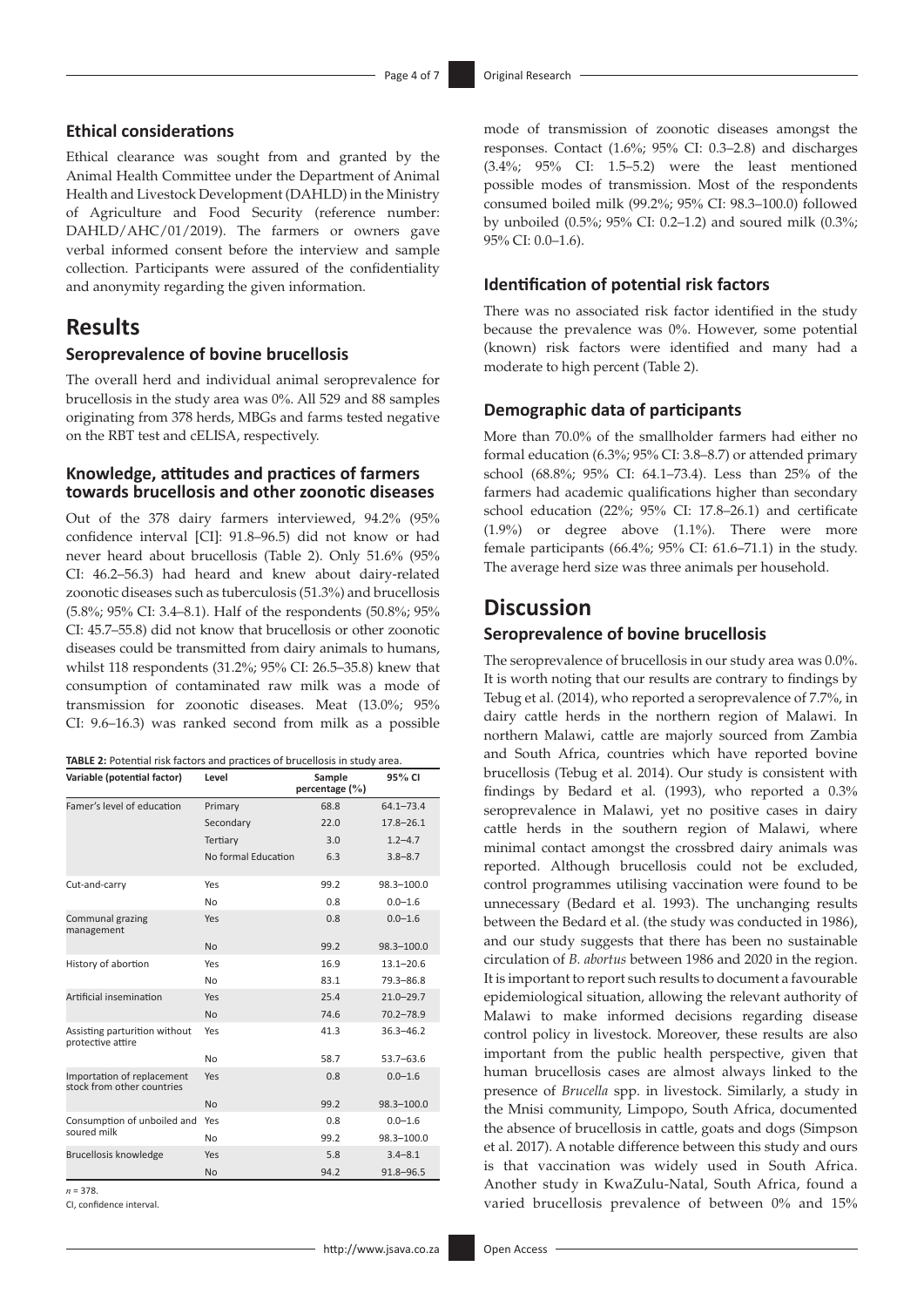### Ethical considerations

Ethical clearance was sought from and granted by the Animal Health Committee under the Department of Animal Health and Livestock Development (DAHLD) in the Ministry of Agriculture and Food Security (reference number: DAHLD/AHC/01/2019). The farmers or owners gave verbal informed consent before the interview and sample collection. Participants were assured of the confidentiality and anonymity regarding the given information.

## Results

### Seroprevalence of bovine brucellosis

The overall herd and individual animal seroprevalence for brucellosis in the study area was 0%. All 529 and 88 samples originating from 378 herds, MBGs and farms tested negative on the RBT test and cELISA, respectively.

### Knowledge, attitudes and practices of farmers towards brucellosis and other zoonotic diseases

Out of the 378 dairy farmers interviewed, 94.2% (95% confidence interval [CI]: 91.8–96.5) did not know or had never heard about brucellosis (Table 2). Only 51.6% (95% CI: 46.2–56.3) had heard and knew about dairy-related zoonotic diseases such as tuberculosis (51.3%) and brucellosis (5.8%; 95% CI: 3.4–8.1). Half of the respondents (50.8%; 95% CI: 45.7–55.8) did not know that brucellosis or other zoonotic diseases could be transmitted from dairy animals to humans, whilst 118 respondents (31.2%; 95% CI: 26.5–35.8) knew that consumption of contaminated raw milk was a mode of transmission for zoonotic diseases. Meat (13.0%; 95% CI: 9.6–16.3) was ranked second from milk as a possible mode of transmission of zoonotic diseases amongst the responses. Contact (1.6%; 95% CI: 0.3–2.8) and discharges (3.4%; 95% CI: 1.5–5.2) were the least mentioned possible modes of transmission. Most of the respondents consumed boiled milk (99.2%; 95% CI: 98.3–100.0) followed by unboiled (0.5%; 95% CI: 0.2–1.2) and soured milk (0.3%; 95% CI: 0.0–1.6).

**TABLE 2:** Potential risk factors and practices of brucellosis in study area.

| Variable (potential factor) | Level | Sample percentage (%) | 95% CI |
|---|---|---|---|
| Famer's level of education | Primary | 68.8 | 64.1–73.4 |
| | Secondary | 22.0 | 17.8–26.1 |
| | Tertiary | 3.0 | 1.2–4.7 |
| | No formal Education | 6.3 | 3.8–8.7 |
| Cut-and-carry | Yes | 99.2 | 98.3–100.0 |
| | No | 0.8 | 0.0–1.6 |
| Communal grazing management | Yes | 0.8 | 0.0–1.6 |
| | No | 99.2 | 98.3–100.0 |
| History of abortion | Yes | 16.9 | 13.1–20.6 |
| | No | 83.1 | 79.3–86.8 |
| Artificial insemination | Yes | 25.4 | 21.0–29.7 |
| | No | 74.6 | 70.2–78.9 |
| Assisting parturition without protective attire | Yes | 41.3 | 36.3–46.2 |
| | No | 58.7 | 53.7–63.6 |
| Importation of replacement stock from other countries | Yes | 0.8 | 0.0–1.6 |
| | No | 99.2 | 98.3–100.0 |
| Consumption of unboiled and soured milk | Yes | 0.8 | 0.0–1.6 |
| | No | 99.2 | 98.3–100.0 |
| Brucellosis knowledge | Yes | 5.8 | 3.4–8.1 |
| | No | 94.2 | 91.8–96.5 |

*n* = 378.

CI, confidence interval.

### Identification of potential risk factors

There was no associated risk factor identified in the study because the prevalence was 0%. However, some potential (known) risk factors were identified and many had a moderate to high percent (Table 2).

### Demographic data of participants

More than 70.0% of the smallholder farmers had either no formal education (6.3%; 95% CI: 3.8–8.7) or attended primary school (68.8%; 95% CI: 64.1–73.4). Less than 25% of the farmers had academic qualifications higher than secondary school education (22%; 95% CI: 17.8–26.1) and certificate (1.9%) or degree above (1.1%). There were more female participants (66.4%; 95% CI: 61.6–71.1) in the study. The average herd size was three animals per household.

## Discussion

### Seroprevalence of bovine brucellosis

The seroprevalence of brucellosis in our study area was 0.0%. It is worth noting that our results are contrary to findings by Tebug et al. (2014), who reported a seroprevalence of 7.7%, in dairy cattle herds in the northern region of Malawi. In northern Malawi, cattle are majorly sourced from Zambia and South Africa, countries which have reported bovine brucellosis (Tebug et al. 2014). Our study is consistent with findings by Bedard et al. (1993), who reported a 0.3% seroprevalence in Malawi, yet no positive cases in dairy cattle herds in the southern region of Malawi, where minimal contact amongst the crossbred dairy animals was reported. Although brucellosis could not be excluded, control programmes utilising vaccination were found to be unnecessary (Bedard et al. 1993). The unchanging results between the Bedard et al. (the study was conducted in 1986), and our study suggests that there has been no sustainable circulation of *B. abortus* between 1986 and 2020 in the region. It is important to report such results to document a favourable epidemiological situation, allowing the relevant authority of Malawi to make informed decisions regarding disease control policy in livestock. Moreover, these results are also important from the public health perspective, given that human brucellosis cases are almost always linked to the presence of *Brucella* spp. in livestock. Similarly, a study in the Mnisi community, Limpopo, South Africa, documented the absence of brucellosis in cattle, goats and dogs (Simpson et al. 2017). A notable difference between this study and ours is that vaccination was widely used in South Africa. Another study in KwaZulu-Natal, South Africa, found a varied brucellosis prevalence of between 0% and 15%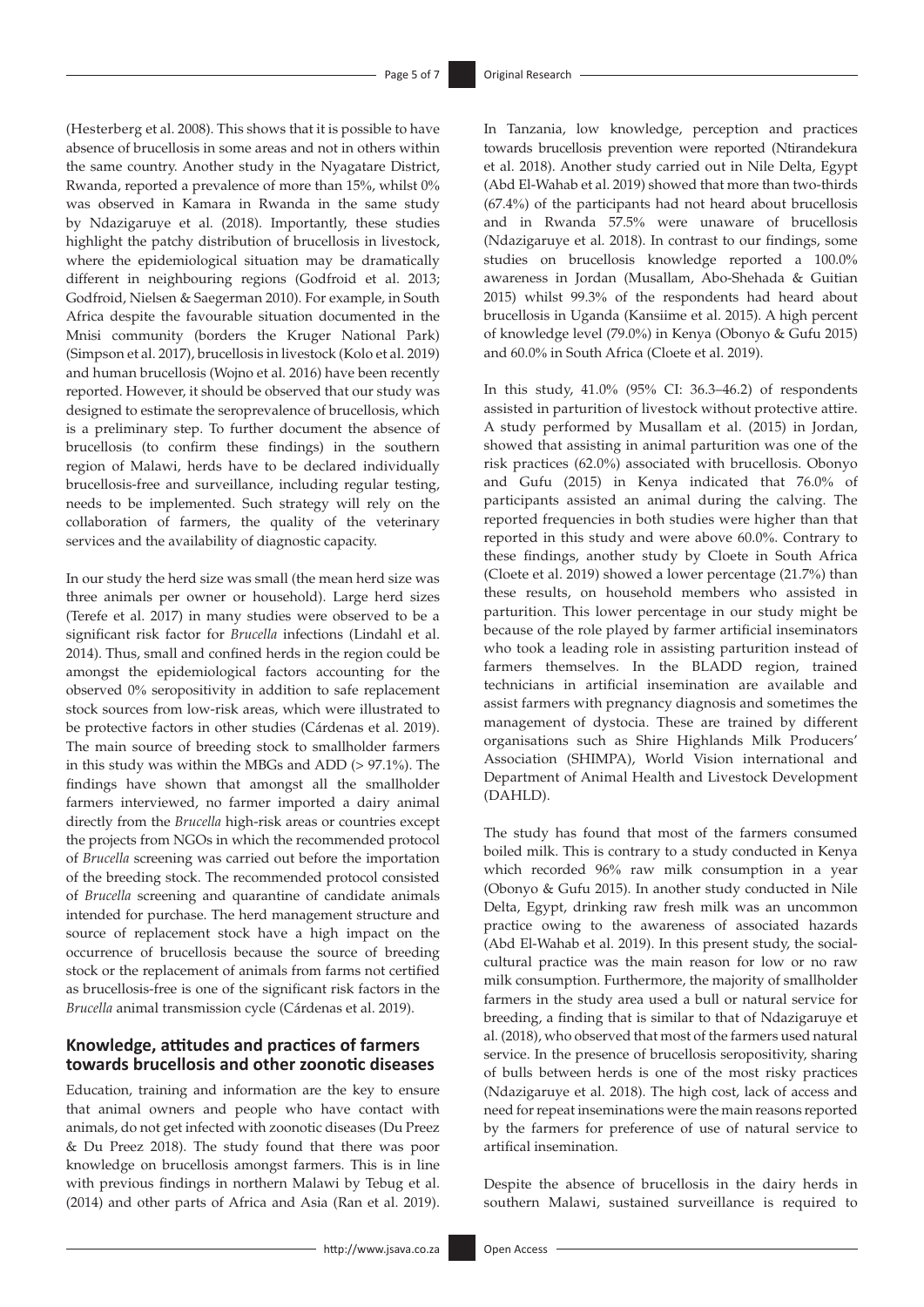(Hesterberg et al. 2008). This shows that it is possible to have absence of brucellosis in some areas and not in others within the same country. Another study in the Nyagatare District, Rwanda, reported a prevalence of more than 15%, whilst 0% was observed in Kamara in Rwanda in the same study by Ndazigaruye et al. (2018). Importantly, these studies highlight the patchy distribution of brucellosis in livestock, where the epidemiological situation may be dramatically different in neighbouring regions (Godfroid et al. 2013; Godfroid, Nielsen & Saegerman 2010). For example, in South Africa despite the favourable situation documented in the Mnisi community (borders the Kruger National Park) (Simpson et al. 2017), brucellosis in livestock (Kolo et al. 2019) and human brucellosis (Wojno et al. 2016) have been recently reported. However, it should be observed that our study was designed to estimate the seroprevalence of brucellosis, which is a preliminary step. To further document the absence of brucellosis (to confirm these findings) in the southern region of Malawi, herds have to be declared individually brucellosis-free and surveillance, including regular testing, needs to be implemented. Such strategy will rely on the collaboration of farmers, the quality of the veterinary services and the availability of diagnostic capacity.

In our study the herd size was small (the mean herd size was three animals per owner or household). Large herd sizes (Terefe et al. 2017) in many studies were observed to be a significant risk factor for *Brucella* infections (Lindahl et al. 2014). Thus, small and confined herds in the region could be amongst the epidemiological factors accounting for the observed 0% seropositivity in addition to safe replacement stock sources from low-risk areas, which were illustrated to be protective factors in other studies (Cárdenas et al. 2019). The main source of breeding stock to smallholder farmers in this study was within the MBGs and ADD (> 97.1%). The findings have shown that amongst all the smallholder farmers interviewed, no farmer imported a dairy animal directly from the *Brucella* high-risk areas or countries except the projects from NGOs in which the recommended protocol of *Brucella* screening was carried out before the importation of the breeding stock. The recommended protocol consisted of *Brucella* screening and quarantine of candidate animals intended for purchase. The herd management structure and source of replacement stock have a high impact on the occurrence of brucellosis because the source of breeding stock or the replacement of animals from farms not certified as brucellosis-free is one of the significant risk factors in the *Brucella* animal transmission cycle (Cárdenas et al. 2019).

## Knowledge, attitudes and practices of farmers towards brucellosis and other zoonotic diseases

Education, training and information are the key to ensure that animal owners and people who have contact with animals, do not get infected with zoonotic diseases (Du Preez & Du Preez 2018). The study found that there was poor knowledge on brucellosis amongst farmers. This is in line with previous findings in northern Malawi by Tebug et al. (2014) and other parts of Africa and Asia (Ran et al. 2019). In Tanzania, low knowledge, perception and practices towards brucellosis prevention were reported (Ntirandekura et al. 2018). Another study carried out in Nile Delta, Egypt (Abd El-Wahab et al. 2019) showed that more than two-thirds (67.4%) of the participants had not heard about brucellosis and in Rwanda 57.5% were unaware of brucellosis (Ndazigaruye et al. 2018). In contrast to our findings, some studies on brucellosis knowledge reported a 100.0% awareness in Jordan (Musallam, Abo-Shehada & Guitian 2015) whilst 99.3% of the respondents had heard about brucellosis in Uganda (Kansiime et al. 2015). A high percent of knowledge level (79.0%) in Kenya (Obonyo & Gufu 2015) and 60.0% in South Africa (Cloete et al. 2019).

In this study, 41.0% (95% CI: 36.3–46.2) of respondents assisted in parturition of livestock without protective attire. A study performed by Musallam et al. (2015) in Jordan, showed that assisting in animal parturition was one of the risk practices (62.0%) associated with brucellosis. Obonyo and Gufu (2015) in Kenya indicated that 76.0% of participants assisted an animal during the calving. The reported frequencies in both studies were higher than that reported in this study and were above 60.0%. Contrary to these findings, another study by Cloete in South Africa (Cloete et al. 2019) showed a lower percentage (21.7%) than these results, on household members who assisted in parturition. This lower percentage in our study might be because of the role played by farmer artificial inseminators who took a leading role in assisting parturition instead of farmers themselves. In the BLADD region, trained technicians in artificial insemination are available and assist farmers with pregnancy diagnosis and sometimes the management of dystocia. These are trained by different organisations such as Shire Highlands Milk Producers' Association (SHIMPA), World Vision international and Department of Animal Health and Livestock Development (DAHLD).

The study has found that most of the farmers consumed boiled milk. This is contrary to a study conducted in Kenya which recorded 96% raw milk consumption in a year (Obonyo & Gufu 2015). In another study conducted in Nile Delta, Egypt, drinking raw fresh milk was an uncommon practice owing to the awareness of associated hazards (Abd El-Wahab et al. 2019). In this present study, the social-cultural practice was the main reason for low or no raw milk consumption. Furthermore, the majority of smallholder farmers in the study area used a bull or natural service for breeding, a finding that is similar to that of Ndazigaruye et al. (2018), who observed that most of the farmers used natural service. In the presence of brucellosis seropositivity, sharing of bulls between herds is one of the most risky practices (Ndazigaruye et al. 2018). The high cost, lack of access and need for repeat inseminations were the main reasons reported by the farmers for preference of use of natural service to artifical insemination.

Despite the absence of brucellosis in the dairy herds in southern Malawi, sustained surveillance is required to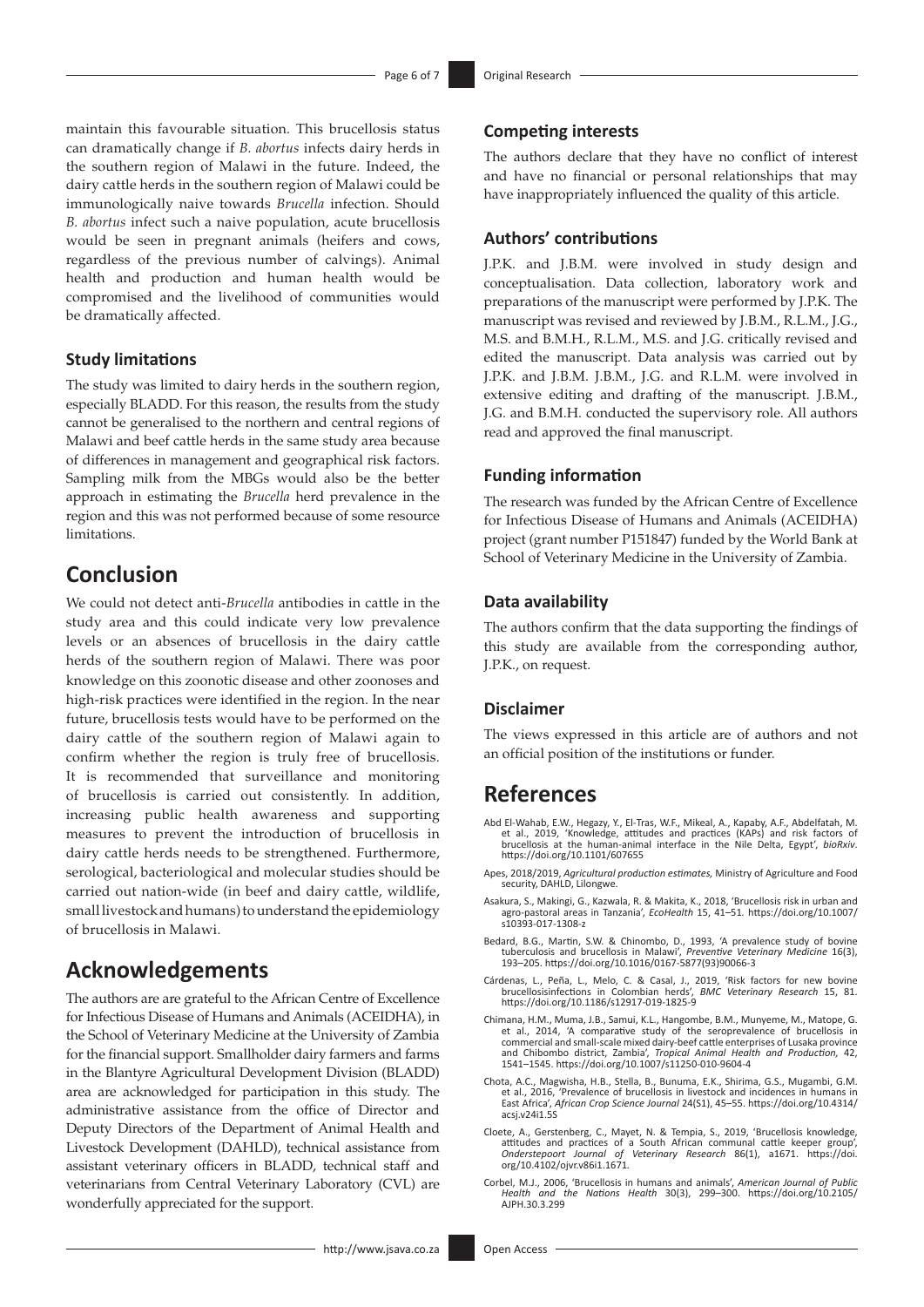maintain this favourable situation. This brucellosis status can dramatically change if *B. abortus* infects dairy herds in the southern region of Malawi in the future. Indeed, the dairy cattle herds in the southern region of Malawi could be immunologically naive towards *Brucella* infection. Should *B. abortus* infect such a naive population, acute brucellosis would be seen in pregnant animals (heifers and cows, regardless of the previous number of calvings). Animal health and production and human health would be compromised and the livelihood of communities would be dramatically affected.

### Study limitations

The study was limited to dairy herds in the southern region, especially BLADD. For this reason, the results from the study cannot be generalised to the northern and central regions of Malawi and beef cattle herds in the same study area because of differences in management and geographical risk factors. Sampling milk from the MBGs would also be the better approach in estimating the *Brucella* herd prevalence in the region and this was not performed because of some resource limitations.

## Conclusion

We could not detect anti-*Brucella* antibodies in cattle in the study area and this could indicate very low prevalence levels or an absences of brucellosis in the dairy cattle herds of the southern region of Malawi. There was poor knowledge on this zoonotic disease and other zoonoses and high-risk practices were identified in the region. In the near future, brucellosis tests would have to be performed on the dairy cattle of the southern region of Malawi again to confirm whether the region is truly free of brucellosis. It is recommended that surveillance and monitoring of brucellosis is carried out consistently. In addition, increasing public health awareness and supporting measures to prevent the introduction of brucellosis in dairy cattle herds needs to be strengthened. Furthermore, serological, bacteriological and molecular studies should be carried out nation-wide (in beef and dairy cattle, wildlife, small livestock and humans) to understand the epidemiology of brucellosis in Malawi.

## Acknowledgements

The authors are are grateful to the African Centre of Excellence for Infectious Disease of Humans and Animals (ACEIDHA), in the School of Veterinary Medicine at the University of Zambia for the financial support. Smallholder dairy farmers and farms in the Blantyre Agricultural Development Division (BLADD) area are acknowledged for participation in this study. The administrative assistance from the office of Director and Deputy Directors of the Department of Animal Health and Livestock Development (DAHLD), technical assistance from assistant veterinary officers in BLADD, technical staff and veterinarians from Central Veterinary Laboratory (CVL) are wonderfully appreciated for the support.

### Competing interests

The authors declare that they have no conflict of interest and have no financial or personal relationships that may have inappropriately influenced the quality of this article.

### Authors' contributions

J.P.K. and J.B.M. were involved in study design and conceptualisation. Data collection, laboratory work and preparations of the manuscript were performed by J.P.K. The manuscript was revised and reviewed by J.B.M., R.L.M., J.G., M.S. and B.M.H., R.L.M., M.S. and J.G. critically revised and edited the manuscript. Data analysis was carried out by J.P.K. and J.B.M. J.B.M., J.G. and R.L.M. were involved in extensive editing and drafting of the manuscript. J.B.M., J.G. and B.M.H. conducted the supervisory role. All authors read and approved the final manuscript.

### Funding information

The research was funded by the African Centre of Excellence for Infectious Disease of Humans and Animals (ACEIDHA) project (grant number P151847) funded by the World Bank at School of Veterinary Medicine in the University of Zambia.

### Data availability

The authors confirm that the data supporting the findings of this study are available from the corresponding author, J.P.K., on request.

### Disclaimer

The views expressed in this article are of authors and not an official position of the institutions or funder.

## References

Abd El-Wahab, E.W., Hegazy, Y., El-Tras, W.F., Mikeal, A., Kapaby, A.F., Abdelfatah, M. et al., 2019, 'Knowledge, attitudes and practices (KAPs) and risk factors of brucellosis at the human-animal interface in the Nile Delta, Egypt', *bioRxiv*. https://doi.org/10.1101/607655

Apes, 2018/2019, *Agricultural production estimates,* Ministry of Agriculture and Food security, DAHLD, Lilongwe.

Asakura, S., Makingi, G., Kazwala, R. & Makita, K., 2018, 'Brucellosis risk in urban and agro-pastoral areas in Tanzania', *EcoHealth* 15, 41–51. https://doi.org/10.1007/s10393-017-1308-z

Bedard, B.G., Martin, S.W. & Chinombo, D., 1993, 'A prevalence study of bovine tuberculosis and brucellosis in Malawi', *Preventive Veterinary Medicine* 16(3), 193–205. https://doi.org/10.1016/0167-5877(93)90066-3

Cárdenas, L., Peña, L., Melo, C. & Casal, J., 2019, 'Risk factors for new bovine brucellosisinfections in Colombian herds', *BMC Veterinary Research* 15, 81. https://doi.org/10.1186/s12917-019-1825-9

Chimana, H.M., Muma, J.B., Samui, K.L., Hangombe, B.M., Munyeme, M., Matope, G. et al., 2014, 'A comparative study of the seroprevalence of brucellosis in commercial and small-scale mixed dairy-beef cattle enterprises of Lusaka province and Chibombo district, Zambia', *Tropical Animal Health and Production,* 42, 1541–1545. https://doi.org/10.1007/s11250-010-9604-4

Chota, A.C., Magwisha, H.B., Stella, B., Bunuma, E.K., Shirima, G.S., Mugambi, G.M. et al., 2016, 'Prevalence of brucellosis in livestock and incidences in humans in East Africa', *African Crop Science Journal* 24(S1), 45–55. https://doi.org/10.4314/acsj.v24i1.5S

Cloete, A., Gerstenberg, C., Mayet, N. & Tempia, S., 2019, 'Brucellosis knowledge, attitudes and practices of a South African communal cattle keeper group', *Onderstepoort Journal of Veterinary Research* 86(1), a1671. https://doi.org/10.4102/ojvr.v86i1.1671.

Corbel, M.J., 2006, 'Brucellosis in humans and animals', *American Journal of Public Health and the Nations Health* 30(3), 299–300. https://doi.org/10.2105/AJPH.30.3.299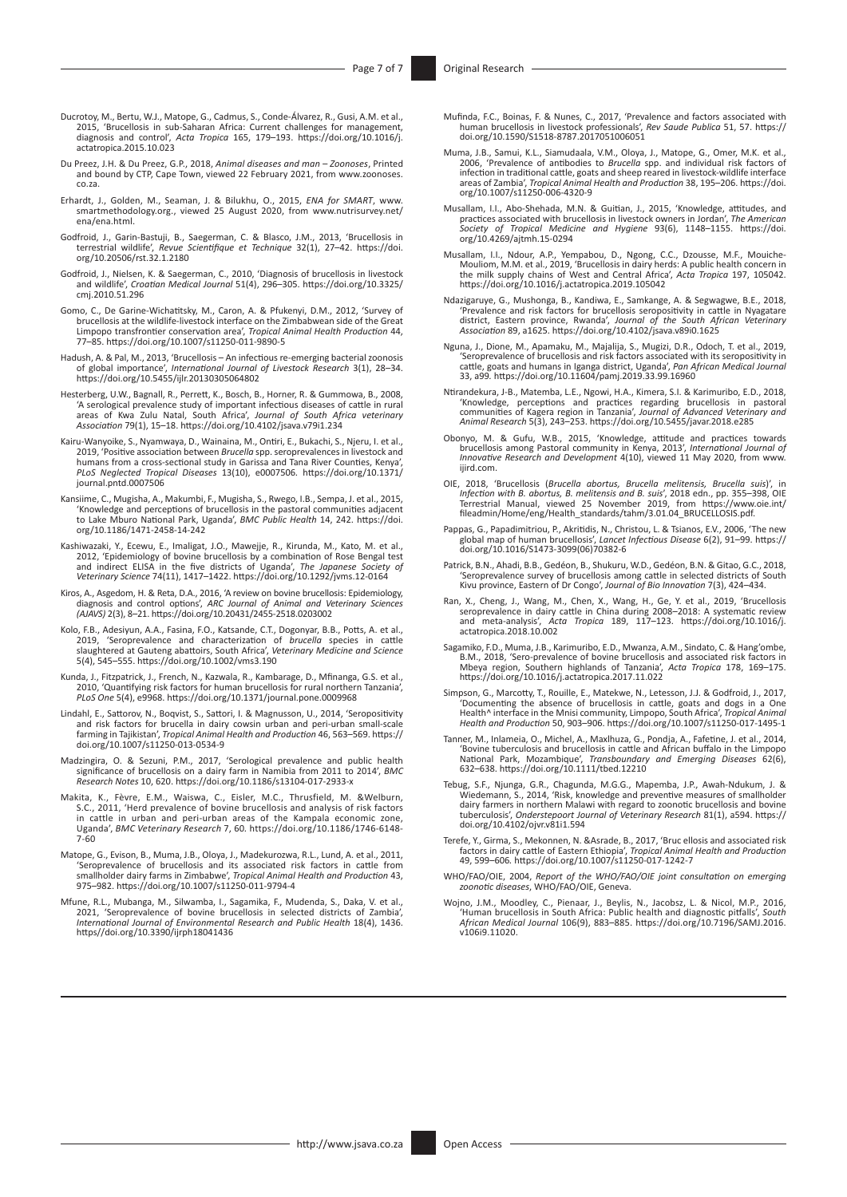Ducrotoy, M., Bertu, W.J., Matope, G., Cadmus, S., Conde-Álvarez, R., Gusi, A.M. et al., 2015, 'Brucellosis in sub-Saharan Africa: Current challenges for management, diagnosis and control', *Acta Tropica* 165, 179–193. https://doi.org/10.1016/j.actatropica.2015.10.023

Du Preez, J.H. & Du Preez, G.P., 2018, *Animal diseases and man – Zoonoses*, Printed and bound by CTP, Cape Town, viewed 22 February 2021, from www.zoonoses.co.za.

Erhardt, J., Golden, M., Seaman, J. & Bilukhu, O., 2015, *ENA for SMART*, www.smartmethodology.org., viewed 25 August 2020, from www.nutrisurvey.net/ena/ena.html.

Godfroid, J., Garin-Bastuji, B., Saegerman, C. & Blasco, J.M., 2013, 'Brucellosis in terrestrial wildlife', *Revue Scientifique et Technique* 32(1), 27–42. https://doi.org/10.20506/rst.32.1.2180

Godfroid, J., Nielsen, K. & Saegerman, C., 2010, 'Diagnosis of brucellosis in livestock and wildlife', *Croatian Medical Journal* 51(4), 296–305. https://doi.org/10.3325/cmj.2010.51.296

Gomo, C., De Garine-Wichatitsky, M., Caron, A. & Pfukenyi, D.M., 2012, 'Survey of brucellosis at the wildlife-livestock interface on the Zimbabwean side of the Great Limpopo transfrontier conservation area', *Tropical Animal Health Production* 44, 77–85. https://doi.org/10.1007/s11250-011-9890-5

Hadush, A. & Pal, M., 2013, 'Brucellosis – An infectious re-emerging bacterial zoonosis of global importance', *International Journal of Livestock Research* 3(1), 28–34. https://doi.org/10.5455/ijlr.20130305064802

Hesterberg, U.W., Bagnall, R., Perrett, K., Bosch, B., Horner, R. & Gummowa, B., 2008, 'A serological prevalence study of important infectious diseases of cattle in rural areas of Kwa Zulu Natal, South Africa', *Journal of South Africa veterinary Association* 79(1), 15–18. https://doi.org/10.4102/jsava.v79i1.234

Kairu-Wanyoike, S., Nyamwaya, D., Wainaina, M., Ontiri, E., Bukachi, S., Njeru, I. et al., 2019, 'Positive association between *Brucella* spp. seroprevalences in livestock and humans from a cross-sectional study in Garissa and Tana River Counties, Kenya', *PLoS Neglected Tropical Diseases* 13(10), e0007506. https://doi.org/10.1371/journal.pntd.0007506

Kansiime, C., Mugisha, A., Makumbi, F., Mugisha, S., Rwego, I.B., Sempa, J. et al., 2015, 'Knowledge and perceptions of brucellosis in the pastoral communities adjacent to Lake Mburo National Park, Uganda', *BMC Public Health* 14, 242. https://doi.org/10.1186/1471-2458-14-242

Kashiwazaki, Y., Ecewu, E., Imaligat, J.O., Mawejje, R., Kirunda, M., Kato, M. et al., 2012, 'Epidemiology of bovine brucellosis by a combination of Rose Bengal test and indirect ELISA in the five districts of Uganda', *The Japanese Society of Veterinary Science* 74(11), 1417–1422. https://doi.org/10.1292/jvms.12-0164

Kiros, A., Asgedom, H. & Reta, D.A., 2016, 'A review on bovine brucellosis: Epidemiology, diagnosis and control options', *ARC Journal of Animal and Veterinary Sciences (AJAVS)* 2(3), 8–21. https://doi.org/10.20431/2455-2518.0203002

Kolo, F.B., Adesiyun, A.A., Fasina, F.O., Katsande, C.T., Dogonyar, B.B., Potts, A. et al., 2019, 'Seroprevalence and characterization of *brucella* species in cattle slaughtered at Gauteng abattoirs, South Africa', *Veterinary Medicine and Science* 5(4), 545–555. https://doi.org/10.1002/vms3.190

Kunda, J., Fitzpatrick, J., French, N., Kazwala, R., Kambarage, D., Mfinanga, G.S. et al., 2010, 'Quantifying risk factors for human brucellosis for rural northern Tanzania', *PLoS One* 5(4), e9968. https://doi.org/10.1371/journal.pone.0009968

Lindahl, E., Sattorov, N., Boqvist, S., Sattori, I. & Magnusson, U., 2014, 'Seropositivity and risk factors for brucella in dairy cowsin urban and peri-urban small-scale farming in Tajikistan', *Tropical Animal Health and Production* 46, 563–569. https://doi.org/10.1007/s11250-013-0534-9

Madzingira, O. & Sezuni, P.M., 2017, 'Serological prevalence and public health significance of brucellosis on a dairy farm in Namibia from 2011 to 2014', *BMC Research Notes* 10, 620. https://doi.org/10.1186/s13104-017-2933-x

Makita, K., Fèvre, E.M., Waiswa, C., Eisler, M.C., Thrusfield, M. &Welburn, S.C., 2011, 'Herd prevalence of bovine brucellosis and analysis of risk factors in cattle in urban and peri-urban areas of the Kampala economic zone, Uganda', *BMC Veterinary Research* 7, 60. https://doi.org/10.1186/1746-6148-7-60

Matope, G., Evison, B., Muma, J.B., Oloya, J., Madekurozwa, R.L., Lund, A. et al., 2011, 'Seroprevalence of brucellosis and its associated risk factors in cattle from smallholder dairy farms in Zimbabwe', *Tropical Animal Health and Production* 43, 975–982. https://doi.org/10.1007/s11250-011-9794-4

Mfune, R.L., Mubanga, M., Silwamba, I., Sagamika, F., Mudenda, S., Daka, V. et al., 2021, 'Seroprevalence of bovine brucellosis in selected districts of Zambia', *International Journal of Environmental Research and Public Health* 18(4), 1436. https//doi.org/10.3390/ijrph18041436

Mufinda, F.C., Boinas, F. & Nunes, C., 2017, 'Prevalence and factors associated with human brucellosis in livestock professionals', *Rev Saude Publica* 51, 57. https://doi.org/10.1590/S1518-8787.2017051006051

Muma, J.B., Samui, K.L., Siamudaala, V.M., Oloya, J., Matope, G., Omer, M.K. et al., 2006, 'Prevalence of antibodies to *Brucella* spp. and individual risk factors of infection in traditional cattle, goats and sheep reared in livestock-wildlife interface areas of Zambia', *Tropical Animal Health and Production* 38, 195–206. https://doi.org/10.1007/s11250-006-4320-9

Musallam, I.I., Abo-Shehada, M.N. & Guitian, J., 2015, 'Knowledge, attitudes, and practices associated with brucellosis in livestock owners in Jordan', *The American Society of Tropical Medicine and Hygiene* 93(6), 1148–1155. https://doi.org/10.4269/ajtmh.15-0294

Musallam, I.I., Ndour, A.P., Yempabou, D., Ngong, C.C., Dzousse, M.F., Mouiche-Mouliom, M.M. et al., 2019, 'Brucellosis in dairy herds: A public health concern in the milk supply chains of West and Central Africa', *Acta Tropica* 197, 105042. https://doi.org/10.1016/j.actatropica.2019.105042

Ndazigaruye, G., Mushonga, B., Kandiwa, E., Samkange, A. & Segwagwe, B.E., 2018, 'Prevalence and risk factors for brucellosis seropositivity in cattle in Nyagatare district, Eastern province, Rwanda', *Journal of the South African Veterinary Association* 89, a1625. https://doi.org/10.4102/jsava.v89i0.1625

Nguna, J., Dione, M., Apamaku, M., Majalija, S., Mugizi, D.R., Odoch, T. et al., 2019, 'Seroprevalence of brucellosis and risk factors associated with its seropositivity in cattle, goats and humans in Iganga district, Uganda', *Pan African Medical Journal* 33, a99. https://doi.org/10.11604/pamj.2019.33.99.16960

Ntirandekura, J-B., Matemba, L.E., Ngowi, H.A., Kimera, S.I. & Karimuribo, E.D., 2018, 'Knowledge, perceptions and practices regarding brucellosis in pastoral communities of Kagera region in Tanzania', *Journal of Advanced Veterinary and Animal Research* 5(3), 243–253. https://doi.org/10.5455/javar.2018.e285

Obonyo, M. & Gufu, W.B., 2015, 'Knowledge, attitude and practices towards brucellosis among Pastoral community in Kenya, 2013', *International Journal of Innovative Research and Development* 4(10), viewed 11 May 2020, from www.ijird.com.

OIE, 2018, 'Brucellosis (*Brucella abortus, Brucella melitensis, Brucella suis*)', in *Infection with B. abortus, B. melitensis and B. suis*', 2018 edn., pp. 355–398, OIE Terrestrial Manual, viewed 25 November 2019, from https://www.oie.int/fileadmin/Home/eng/Health_standards/tahm/3.01.04_BRUCELLOSIS.pdf.

Pappas, G., Papadimitriou, P., Akritidis, N., Christou, L. & Tsianos, E.V., 2006, 'The new global map of human brucellosis', *Lancet Infectious Disease* 6(2), 91–99. https://doi.org/10.1016/S1473-3099(06)70382-6

Patrick, B.N., Ahadi, B.B., Gedéon, B., Shukuru, W.D., Gedéon, B.N. & Gitao, G.C., 2018, 'Seroprevalence survey of brucellosis among cattle in selected districts of South Kivu province, Eastern of Dr Congo', *Journal of Bio Innovation* 7(3), 424–434.

Ran, X., Cheng, J., Wang, M., Chen, X., Wang, H., Ge, Y. et al., 2019, 'Brucellosis seroprevalence in dairy cattle in China during 2008–2018: A systematic review and meta-analysis', *Acta Tropica* 189, 117–123. https://doi.org/10.1016/j.actatropica.2018.10.002

Sagamiko, F.D., Muma, J.B., Karimuribo, E.D., Mwanza, A.M., Sindato, C. & Hang'ombe, B.M., 2018, 'Sero-prevalence of bovine brucellosis and associated risk factors in Mbeya region, Southern highlands of Tanzania', *Acta Tropica* 178, 169–175. https://doi.org/10.1016/j.actatropica.2017.11.022

Simpson, G., Marcotty, T., Rouille, E., Matekwe, N., Letesson, J.J. & Godfroid, J., 2017, 'Documenting the absence of brucellosis in cattle, goats and dogs in a One Health^ interface in the Mnisi community, Limpopo, South Africa', *Tropical Animal Health and Production* 50, 903–906. https://doi.org/10.1007/s11250-017-1495-1

Tanner, M., Inlameia, O., Michel, A., Maxlhuza, G., Pondja, A., Fafetine, J. et al., 2014, 'Bovine tuberculosis and brucellosis in cattle and African buffalo in the Limpopo National Park, Mozambique', *Transboundary and Emerging Diseases* 62(6), 632–638. https://doi.org/10.1111/tbed.12210

Tebug, S.F., Njunga, G.R., Chagunda, M.G.G., Mapemba, J.P., Awah-Ndukum, J. & Wiedemann, S., 2014, 'Risk, knowledge and preventive measures of smallholder dairy farmers in northern Malawi with regard to zoonotic brucellosis and bovine tuberculosis', *Onderstepoort Journal of Veterinary Research* 81(1), a594. https://doi.org/10.4102/ojvr.v81i1.594

Terefe, Y., Girma, S., Mekonnen, N. &Asrade, B., 2017, 'Bruc ellosis and associated risk factors in dairy cattle of Eastern Ethiopia', *Tropical Animal Health and Production* 49, 599–606. https://doi.org/10.1007/s11250-017-1242-7

WHO/FAO/OIE, 2004, *Report of the WHO/FAO/OIE joint consultation on emerging zoonotic diseases*, WHO/FAO/OIE, Geneva.

Wojno, J.M., Moodley, C., Pienaar, J., Beylis, N., Jacobsz, L. & Nicol, M.P., 2016, 'Human brucellosis in South Africa: Public health and diagnostic pitfalls', *South African Medical Journal* 106(9), 883–885. https://doi.org/10.7196/SAMJ.2016.v106i9.11020.